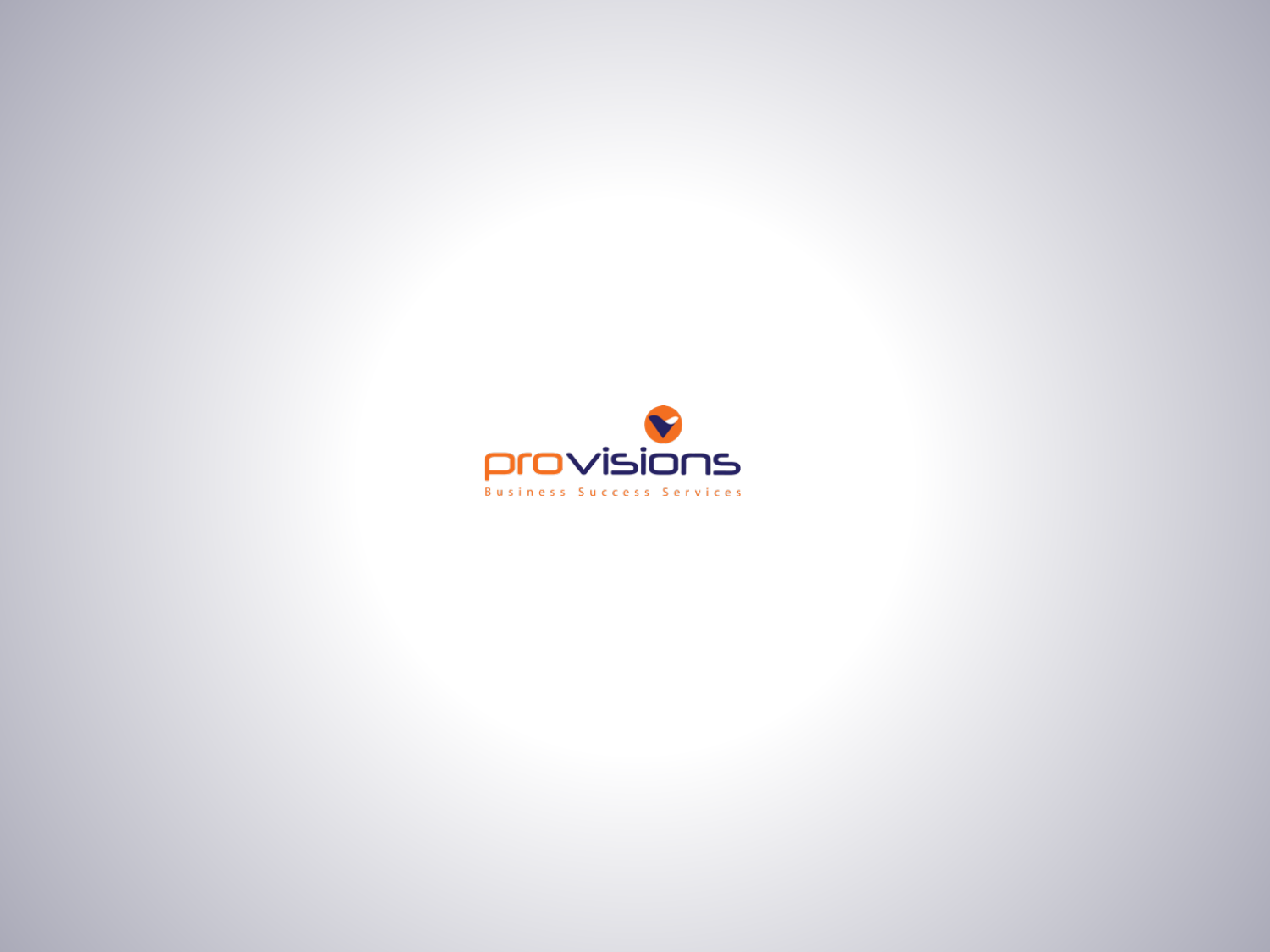provisions

Business Success Services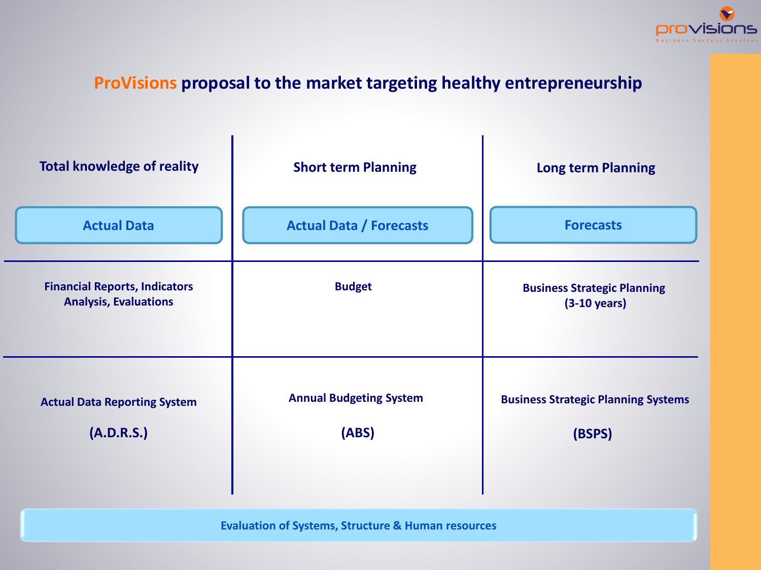# ProVisions proposal to the market targeting healthy entrepreneurship

| Total knowledge of reality | Short term Planning | Long term Planning |
| --- | --- | --- |
| **Actual Data** | **Actual Data / Forecasts** | **Forecasts** |
| Financial Reports, Indicators Analysis, Evaluations | Budget | Business Strategic Planning (3-10 years) |
| Actual Data Reporting System (A.D.R.S.) | Annual Budgeting System (ABS) | Business Strategic Planning Systems (BSPS) |

**Evaluation of Systems, Structure & Human resources**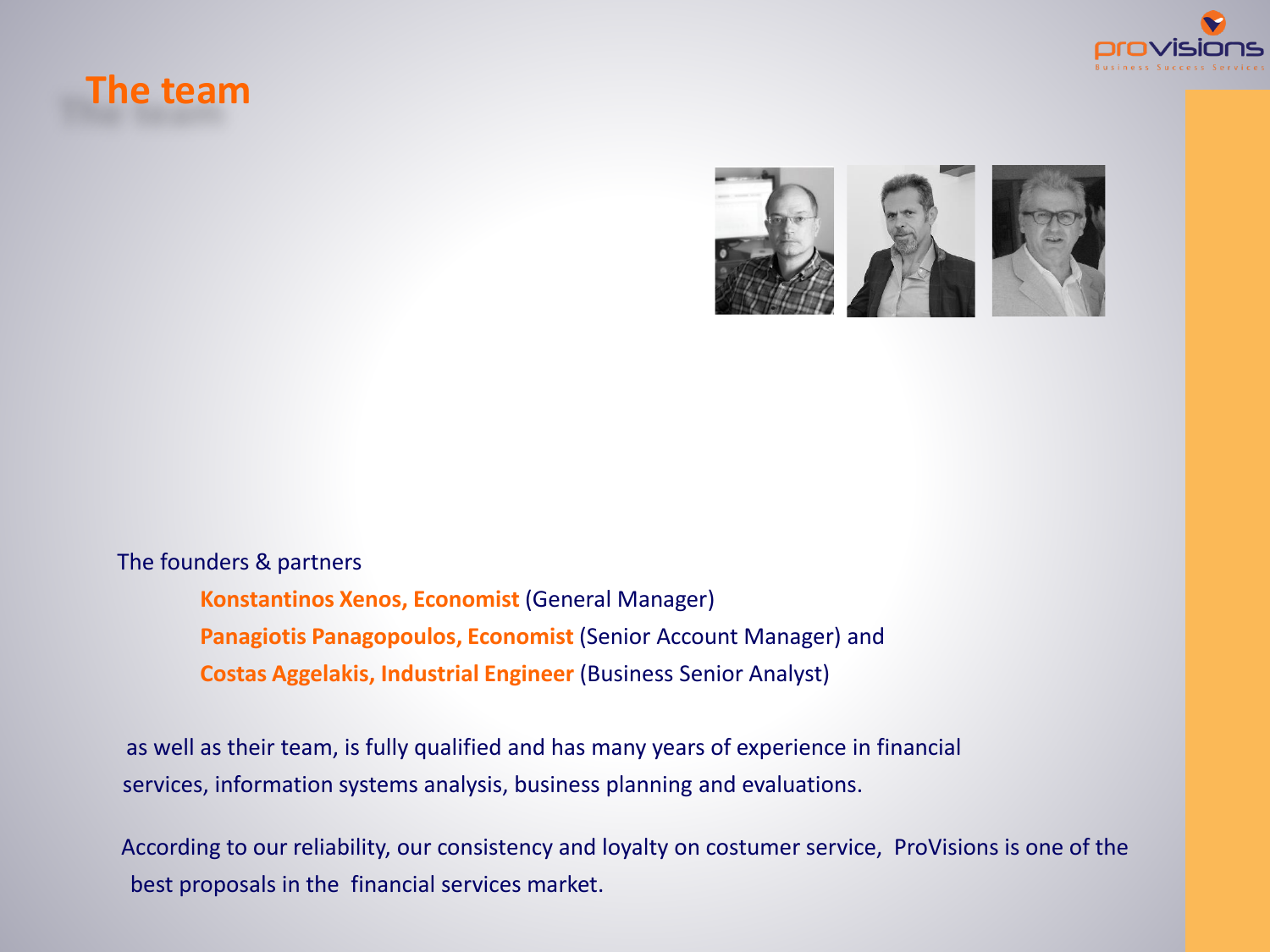# The team

The founders & partners

**Konstantinos Xenos, Economist** (General Manager)
**Panagiotis Panagopoulos, Economist** (Senior Account Manager) and
**Costas Aggelakis, Industrial Engineer** (Business Senior Analyst)

as well as their team, is fully qualified and has many years of experience in financial services, information systems analysis, business planning and evaluations.

According to our reliability, our consistency and loyalty on costumer service, ProVisions is one of the best proposals in the financial services market.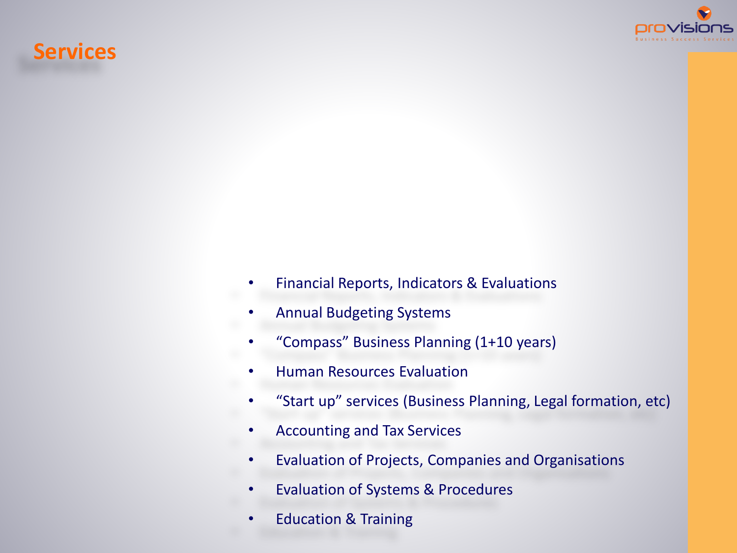# Services

- Financial Reports, Indicators & Evaluations
- Annual Budgeting Systems
- “Compass” Business Planning (1+10 years)
- Human Resources Evaluation
- “Start up” services (Business Planning, Legal formation, etc)
- Accounting and Tax Services
- Evaluation of Projects, Companies and Organisations
- Evaluation of Systems & Procedures
- Education & Training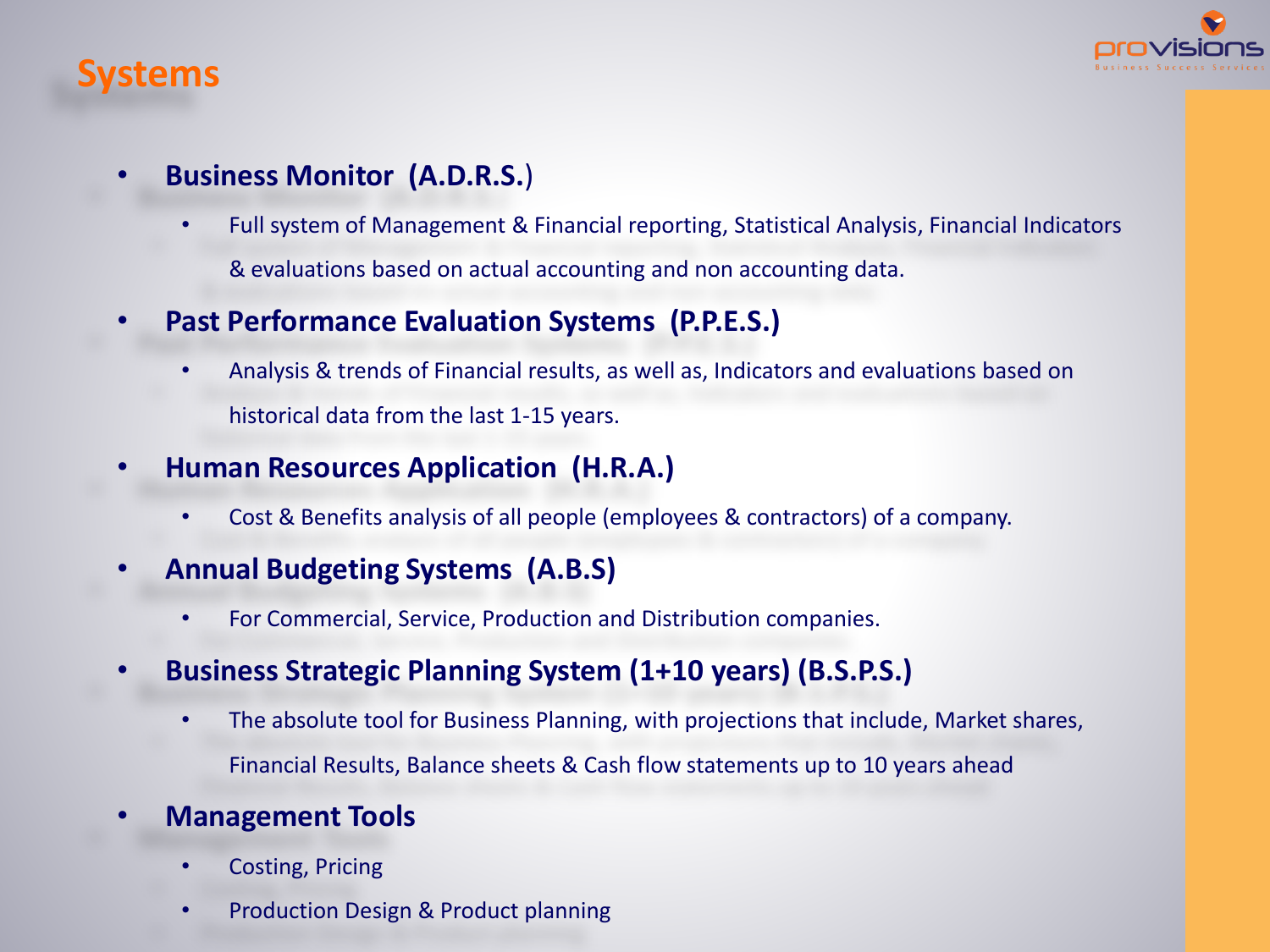# Systems

- **Business Monitor (A.D.R.S.)**
  - Full system of Management & Financial reporting, Statistical Analysis, Financial Indicators & evaluations based on actual accounting and non accounting data.
- **Past Performance Evaluation Systems (P.P.E.S.)**
  - Analysis & trends of Financial results, as well as, Indicators and evaluations based on historical data from the last 1-15 years.
- **Human Resources Application (H.R.A.)**
  - Cost & Benefits analysis of all people (employees & contractors) of a company.
- **Annual Budgeting Systems (A.B.S)**
  - For Commercial, Service, Production and Distribution companies.
- **Business Strategic Planning System (1+10 years) (B.S.P.S.)**
  - The absolute tool for Business Planning, with projections that include, Market shares, Financial Results, Balance sheets & Cash flow statements up to 10 years ahead
- **Management Tools**
  - Costing, Pricing
  - Production Design & Product planning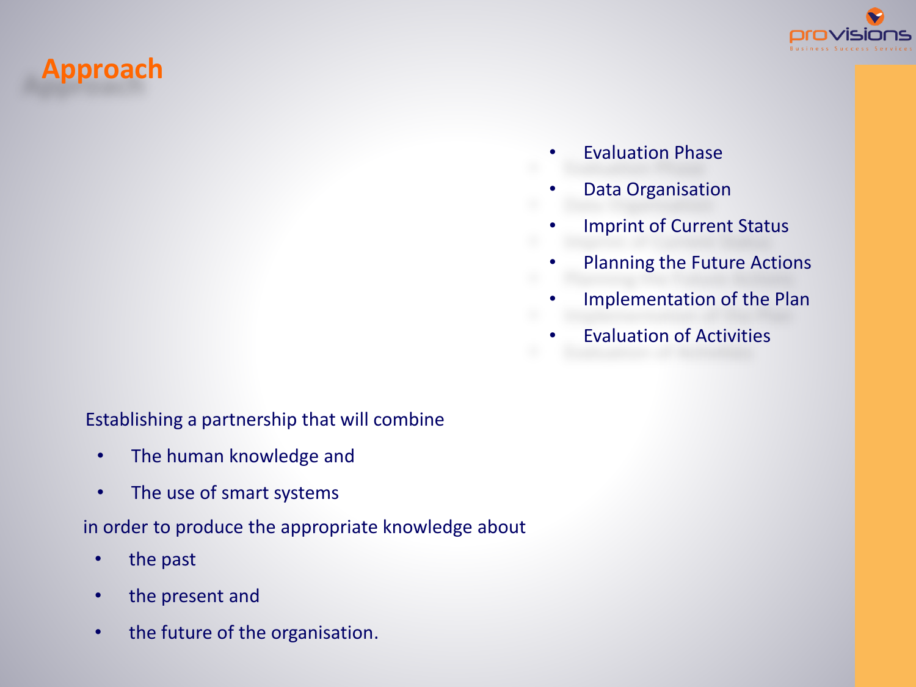# Approach

- Evaluation Phase
- Data Organisation
- Imprint of Current Status
- Planning the Future Actions
- Implementation of the Plan
- Evaluation of Activities

Establishing a partnership that will combine

- The human knowledge and
- The use of smart systems

in order to produce the appropriate knowledge about

- the past
- the present and
- the future of the organisation.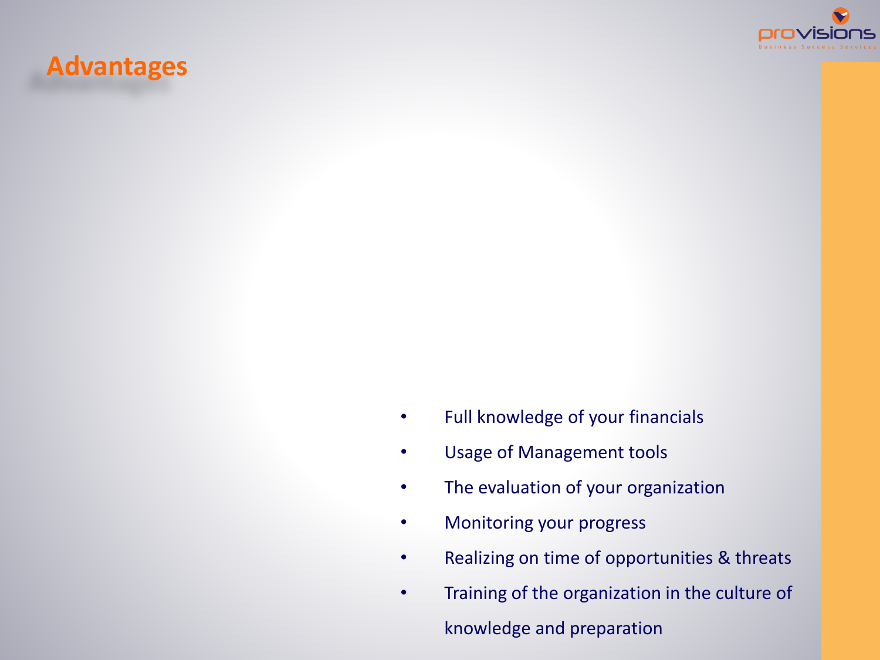# Advantages

- Full knowledge of your financials
- Usage of Management tools
- The evaluation of your organization
- Monitoring your progress
- Realizing on time of opportunities & threats
- Training of the organization in the culture of knowledge and preparation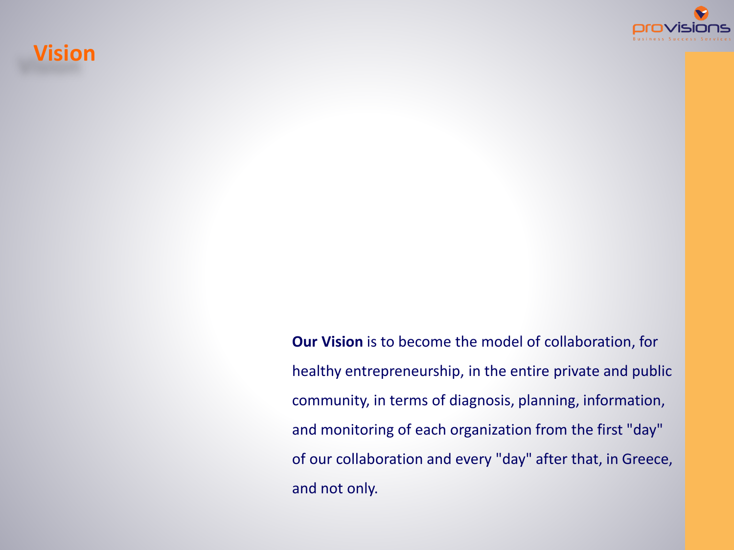# Vision

**Our Vision** is to become the model of collaboration, for healthy entrepreneurship, in the entire private and public community, in terms of diagnosis, planning, information, and monitoring of each organization from the first "day" of our collaboration and every "day" after that, in Greece, and not only.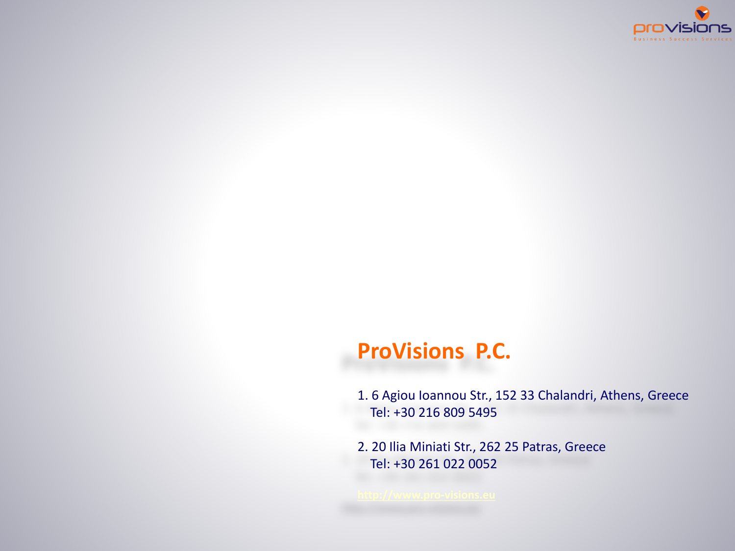# ProVisions P.C.

1. 6 Agiou Ioannou Str., 152 33 Chalandri, Athens, Greece
   Tel: +30 216 809 5495

2. 20 Ilia Miniati Str., 262 25 Patras, Greece
   Tel: +30 261 022 0052

http://www.pro-visions.eu